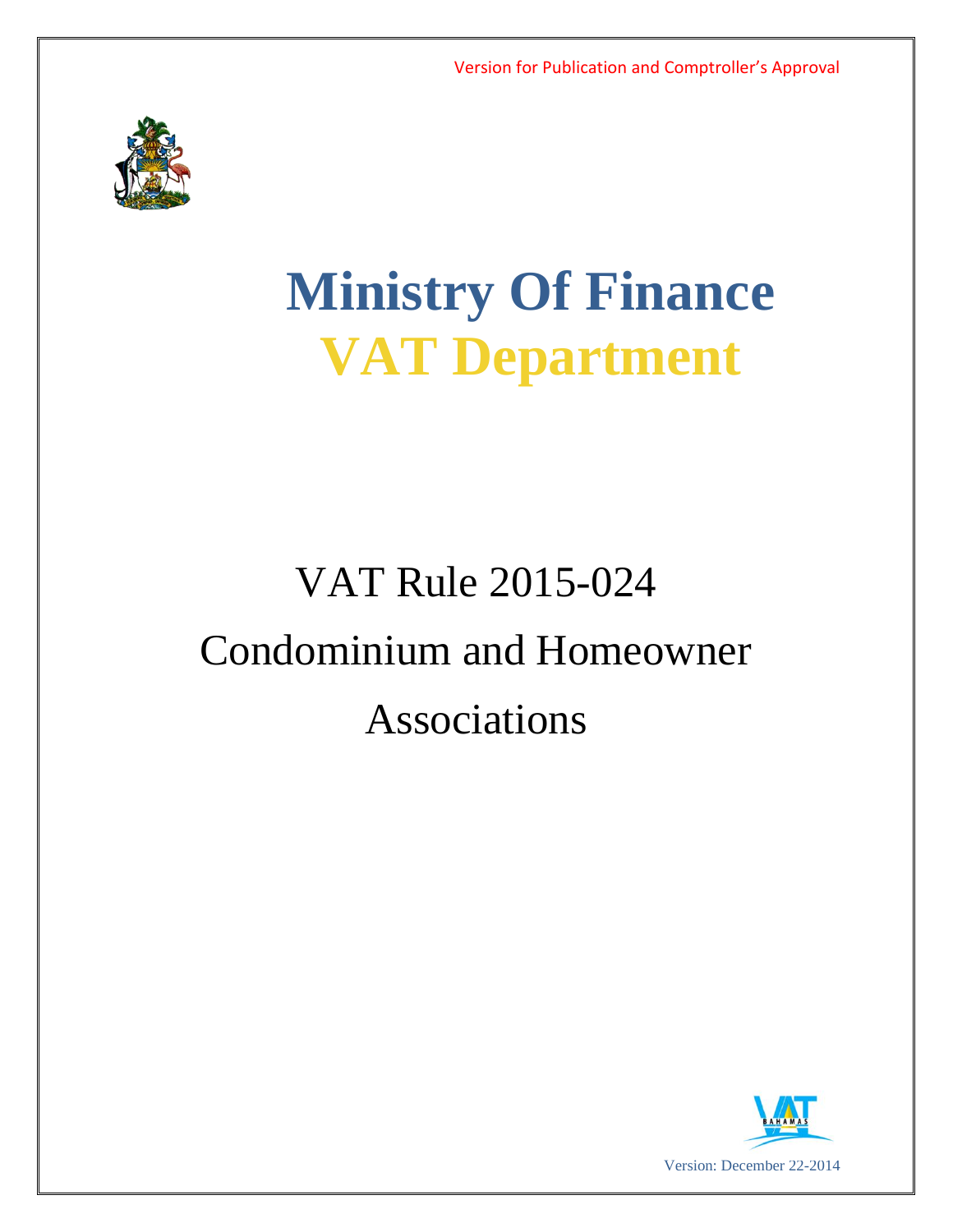Version for Publication and Comptroller's Approval

# Ministry Of Finance
# VAT Department

## VAT Rule 2015-024
## Condominium and Homeowner Associations

Version: December 22-2014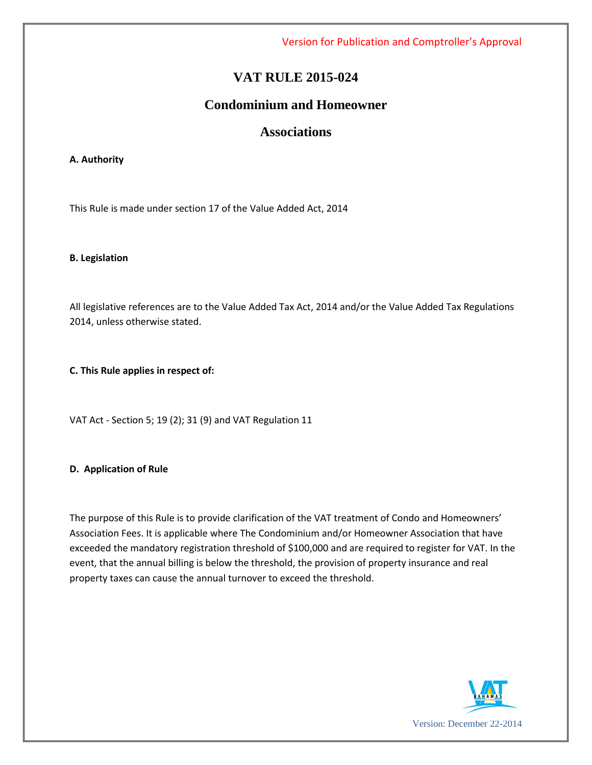Version for Publication and Comptroller's Approval

# VAT RULE 2015-024

## Condominium and Homeowner Associations

**A. Authority**

This Rule is made under section 17 of the Value Added Act, 2014

**B. Legislation**

All legislative references are to the Value Added Tax Act, 2014 and/or the Value Added Tax Regulations 2014, unless otherwise stated.

**C. This Rule applies in respect of:**

VAT Act - Section 5; 19 (2); 31 (9) and VAT Regulation 11

**D. Application of Rule**

The purpose of this Rule is to provide clarification of the VAT treatment of Condo and Homeowners' Association Fees. It is applicable where The Condominium and/or Homeowner Association that have exceeded the mandatory registration threshold of $100,000 and are required to register for VAT. In the event, that the annual billing is below the threshold, the provision of property insurance and real property taxes can cause the annual turnover to exceed the threshold.

Version: December 22-2014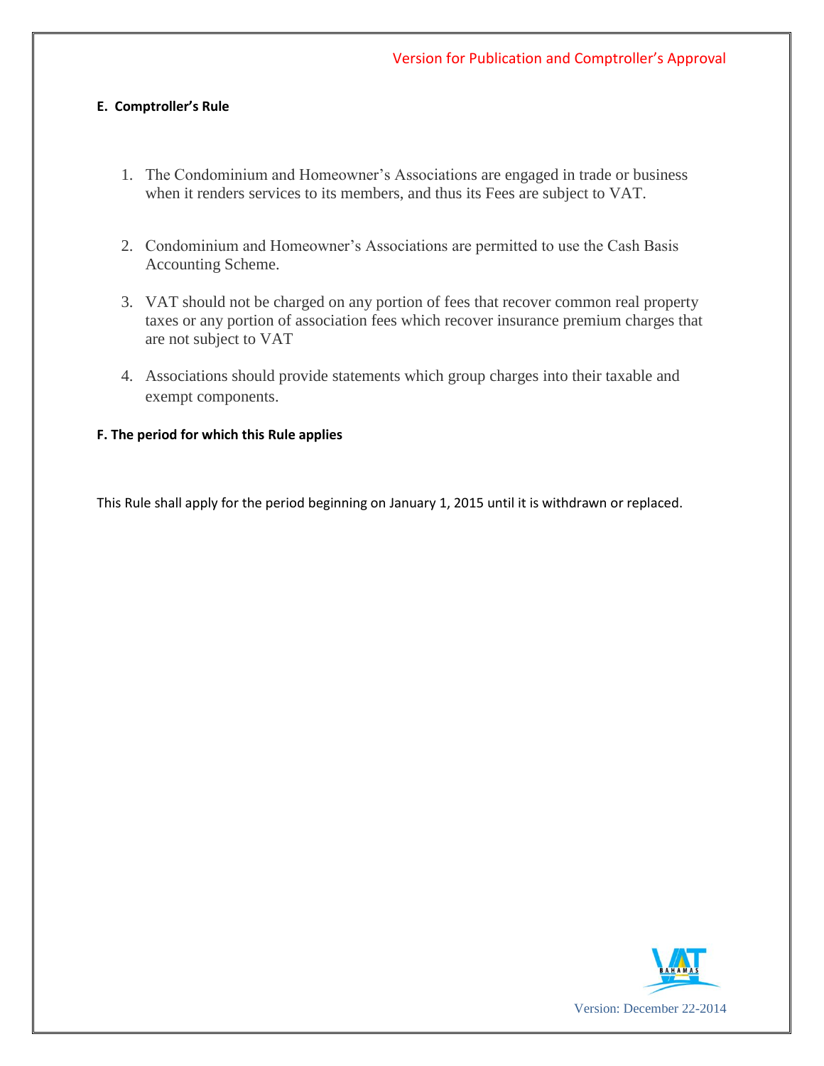Version for Publication and Comptroller's Approval

### E. Comptroller's Rule

1. The Condominium and Homeowner's Associations are engaged in trade or business when it renders services to its members, and thus its Fees are subject to VAT.

2. Condominium and Homeowner's Associations are permitted to use the Cash Basis Accounting Scheme.

3. VAT should not be charged on any portion of fees that recover common real property taxes or any portion of association fees which recover insurance premium charges that are not subject to VAT

4. Associations should provide statements which group charges into their taxable and exempt components.

### F. The period for which this Rule applies

This Rule shall apply for the period beginning on January 1, 2015 until it is withdrawn or replaced.

Version: December 22-2014